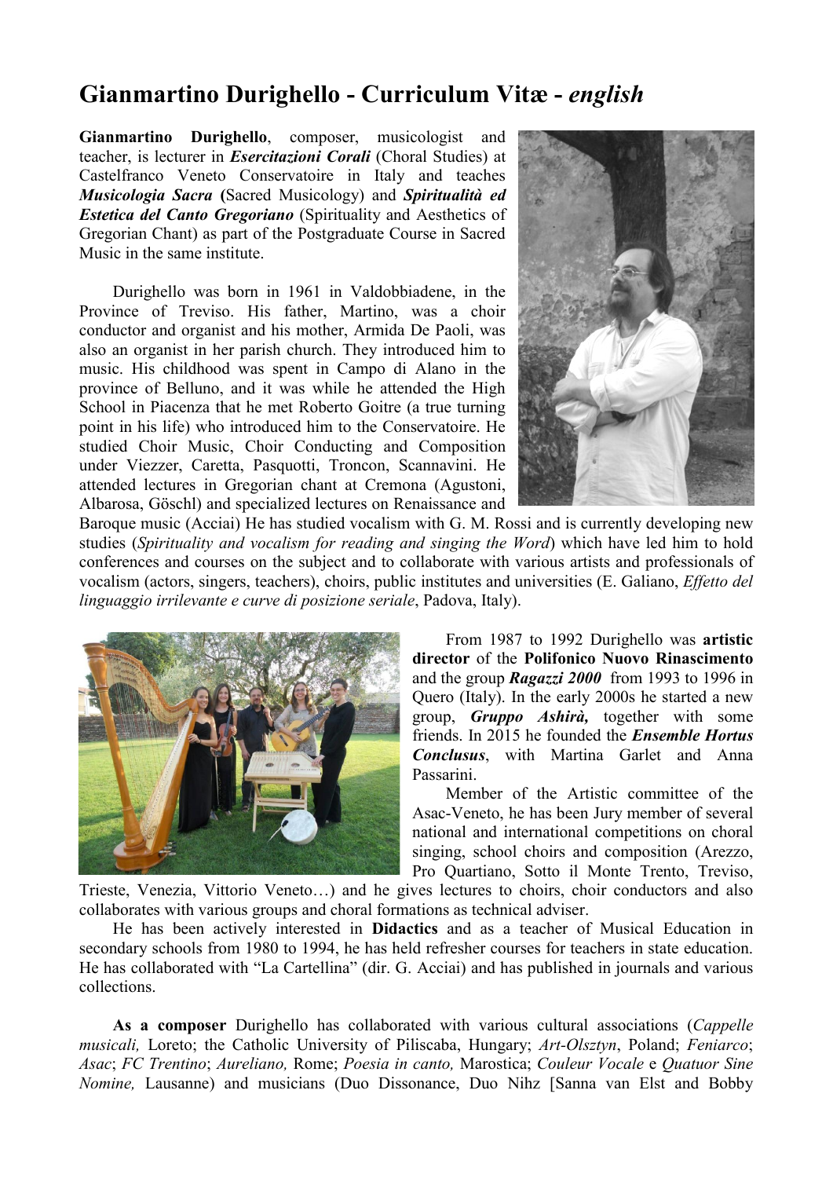# Gianmartino Durighello - Curriculum Vitæ - *english*

**Gianmartino Durighello**, composer, musicologist and teacher, is lecturer in ***Esercitazioni Corali*** (Choral Studies) at Castelfranco Veneto Conservatoire in Italy and teaches ***Musicologia Sacra*** **(**Sacred Musicology) and ***Spiritualità ed Estetica del Canto Gregoriano*** (Spirituality and Aesthetics of Gregorian Chant) as part of the Postgraduate Course in Sacred Music in the same institute.

Durighello was born in 1961 in Valdobbiadene, in the Province of Treviso. His father, Martino, was a choir conductor and organist and his mother, Armida De Paoli, was also an organist in her parish church. They introduced him to music. His childhood was spent in Campo di Alano in the province of Belluno, and it was while he attended the High School in Piacenza that he met Roberto Goitre (a true turning point in his life) who introduced him to the Conservatoire. He studied Choir Music, Choir Conducting and Composition under Viezzer, Caretta, Pasquotti, Troncon, Scannavini. He attended lectures in Gregorian chant at Cremona (Agustoni, Albarosa, Göschl) and specialized lectures on Renaissance and Baroque music (Acciai) He has studied vocalism with G. M. Rossi and is currently developing new studies (*Spirituality and vocalism for reading and singing the Word*) which have led him to hold conferences and courses on the subject and to collaborate with various artists and professionals of vocalism (actors, singers, teachers), choirs, public institutes and universities (E. Galiano, *Effetto del linguaggio irrilevante e curve di posizione seriale*, Padova, Italy).

From 1987 to 1992 Durighello was **artistic director** of the **Polifonico Nuovo Rinascimento** and the group ***Ragazzi 2000*** from 1993 to 1996 in Quero (Italy). In the early 2000s he started a new group, ***Gruppo Ashirà,*** together with some friends. In 2015 he founded the ***Ensemble Hortus Conclusus***, with Martina Garlet and Anna Passarini.

Member of the Artistic committee of the Asac-Veneto, he has been Jury member of several national and international competitions on choral singing, school choirs and composition (Arezzo, Pro Quartiano, Sotto il Monte Trento, Treviso, Trieste, Venezia, Vittorio Veneto…) and he gives lectures to choirs, choir conductors and also collaborates with various groups and choral formations as technical adviser.

He has been actively interested in **Didactics** and as a teacher of Musical Education in secondary schools from 1980 to 1994, he has held refresher courses for teachers in state education. He has collaborated with "La Cartellina" (dir. G. Acciai) and has published in journals and various collections.

**As a composer** Durighello has collaborated with various cultural associations (*Cappelle musicali,* Loreto; the Catholic University of Piliscaba, Hungary; *Art-Olsztyn*, Poland; *Feniarco*; *Asac*; *FC Trentino*; *Aureliano,* Rome; *Poesia in canto,* Marostica; *Couleur Vocale* e *Quatuor Sine Nomine,* Lausanne) and musicians (Duo Dissonance, Duo Nihz [Sanna van Elst and Bobby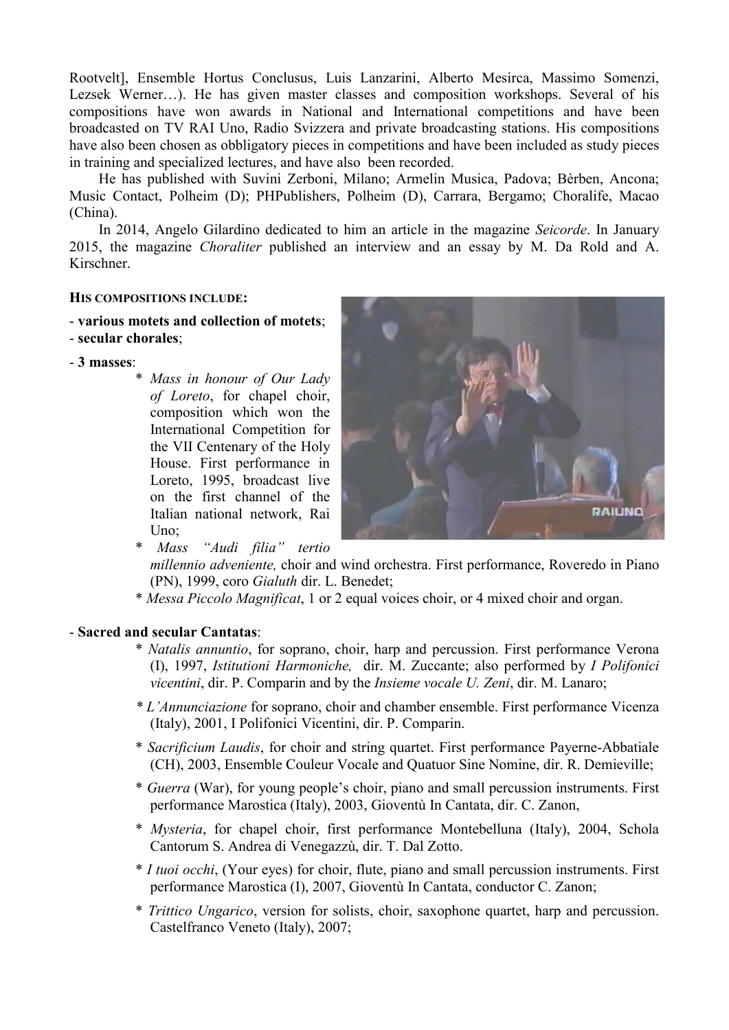Rootvelt], Ensemble Hortus Conclusus, Luis Lanzarini, Alberto Mesirca, Massimo Somenzi, Lezsek Werner…). He has given master classes and composition workshops. Several of his compositions have won awards in National and International competitions and have been broadcasted on TV RAI Uno, Radio Svizzera and private broadcasting stations. His compositions have also been chosen as obbligatory pieces in competitions and have been included as study pieces in training and specialized lectures, and have also been recorded.

He has published with Suvini Zerboni, Milano; Armelin Musica, Padova; Bèrben, Ancona; Music Contact, Polheim (D); PHPublishers, Polheim (D), Carrara, Bergamo; Choralife, Macao (China).

In 2014, Angelo Gilardino dedicated to him an article in the magazine *Seicorde*. In January 2015, the magazine *Choraliter* published an interview and an essay by M. Da Rold and A. Kirschner.

**HIS COMPOSITIONS INCLUDE:**

- **various motets and collection of motets**;
- **secular chorales**;
- **3 masses**:
  * *Mass in honour of Our Lady of Loreto*, for chapel choir, composition which won the International Competition for the VII Centenary of the Holy House. First performance in Loreto, 1995, broadcast live on the first channel of the Italian national network, Rai Uno;
  * *Mass "Audi filia" tertio millennio adveniente,* choir and wind orchestra. First performance, Roveredo in Piano (PN), 1999, coro *Gialuth* dir. L. Benedet;
  * *Messa Piccolo Magnificat*, 1 or 2 equal voices choir, or 4 mixed choir and organ.

- **Sacred and secular Cantatas**:
  * *Natalis annuntio*, for soprano, choir, harp and percussion. First performance Verona (I), 1997, *Istitutioni Harmoniche,* dir. M. Zuccante; also performed by *I Polifonici vicentini*, dir. P. Comparin and by the *Insieme vocale U. Zeni*, dir. M. Lanaro;
  * *L'Annunciazione* for soprano, choir and chamber ensemble. First performance Vicenza (Italy), 2001, I Polifonici Vicentini, dir. P. Comparin.
  * *Sacrificium Laudis*, for choir and string quartet. First performance Payerne-Abbatiale (CH), 2003, Ensemble Couleur Vocale and Quatuor Sine Nomine, dir. R. Demieville;
  * *Guerra* (War), for young people's choir, piano and small percussion instruments. First performance Marostica (Italy), 2003, Gioventù In Cantata, dir. C. Zanon,
  * *Mysteria*, for chapel choir, first performance Montebelluna (Italy), 2004, Schola Cantorum S. Andrea di Venegazzù, dir. T. Dal Zotto.
  * *I tuoi occhi*, (Your eyes) for choir, flute, piano and small percussion instruments. First performance Marostica (I), 2007, Gioventù In Cantata, conductor C. Zanon;
  * *Trittico Ungarico*, version for solists, choir, saxophone quartet, harp and percussion. Castelfranco Veneto (Italy), 2007;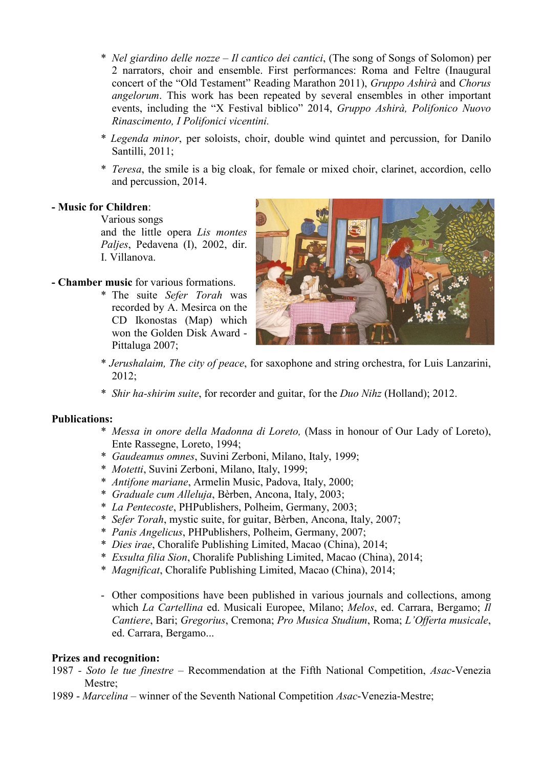* *Nel giardino delle nozze – Il cantico dei cantici*, (The song of Songs of Solomon) per 2 narrators, choir and ensemble. First performances: Roma and Feltre (Inaugural concert of the "Old Testament" Reading Marathon 2011), *Gruppo Ashirà* and *Chorus angelorum*. This work has been repeated by several ensembles in other important events, including the "X Festival biblico" 2014, *Gruppo Ashirà, Polifonico Nuovo Rinascimento, I Polifonici vicentini.*
* *Legenda minor*, per soloists, choir, double wind quintet and percussion, for Danilo Santilli, 2011;
* *Teresa*, the smile is a big cloak, for female or mixed choir, clarinet, accordion, cello and percussion, 2014.

**- Music for Children**:

Various songs and the little opera *Lis montes Paljes*, Pedavena (I), 2002, dir. I. Villanova.

**- Chamber music** for various formations.

* The suite *Sefer Torah* was recorded by A. Mesirca on the CD Ikonostas (Map) which won the Golden Disk Award - Pittaluga 2007;
* *Jerushalaim, The city of peace*, for saxophone and string orchestra, for Luis Lanzarini, 2012;
* *Shir ha-shirim suite*, for recorder and guitar, for the *Duo Nihz* (Holland); 2012.

**Publications:**

* *Messa in onore della Madonna di Loreto,* (Mass in honour of Our Lady of Loreto), Ente Rassegne, Loreto, 1994;
* *Gaudeamus omnes*, Suvini Zerboni, Milano, Italy, 1999;
* *Motetti*, Suvini Zerboni, Milano, Italy, 1999;
* *Antifone mariane*, Armelin Music, Padova, Italy, 2000;
* *Graduale cum Alleluja*, Bèrben, Ancona, Italy, 2003;
* *La Pentecoste*, PHPublishers, Polheim, Germany, 2003;
* *Sefer Torah*, mystic suite, for guitar, Bèrben, Ancona, Italy, 2007;
* *Panis Angelicus*, PHPublishers, Polheim, Germany, 2007;
* *Dies irae*, Choralife Publishing Limited, Macao (China), 2014;
* *Exsulta filia Sion*, Choralife Publishing Limited, Macao (China), 2014;
* *Magnificat*, Choralife Publishing Limited, Macao (China), 2014;

- Other compositions have been published in various journals and collections, among which *La Cartellina* ed. Musicali Europee, Milano; *Melos*, ed. Carrara, Bergamo; *Il Cantiere*, Bari; *Gregorius*, Cremona; *Pro Musica Studium*, Roma; *L'Offerta musicale*, ed. Carrara, Bergamo...

**Prizes and recognition:**

1987 - *Soto le tue finestre* – Recommendation at the Fifth National Competition, *Asac*-Venezia Mestre;

1989 - *Marcelina* – winner of the Seventh National Competition *Asac*-Venezia-Mestre;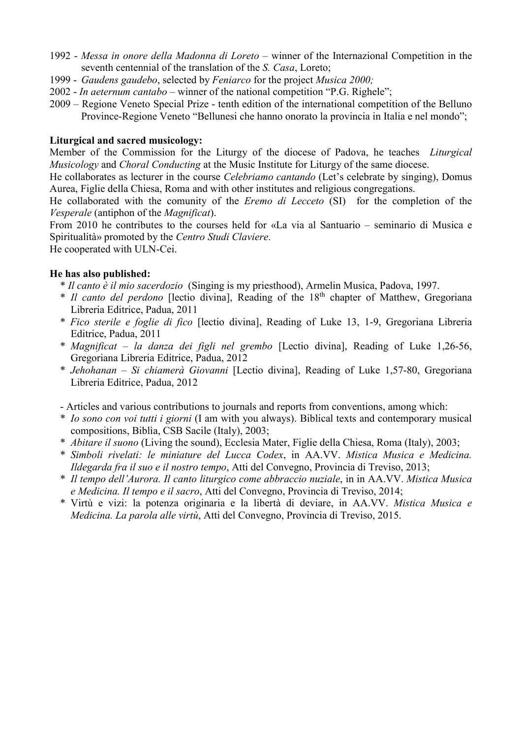1992 - *Messa in onore della Madonna di Loreto* – winner of the Internazional Competition in the seventh centennial of the translation of the *S. Casa*, Loreto;
1999 - *Gaudens gaudebo*, selected by *Feniarco* for the project *Musica 2000;*
2002 - *In aeternum cantabo* – winner of the national competition "P.G. Righele";
2009 – Regione Veneto Special Prize - tenth edition of the international competition of the Belluno Province-Regione Veneto "Bellunesi che hanno onorato la provincia in Italia e nel mondo";

**Liturgical and sacred musicology:**
Member of the Commission for the Liturgy of the diocese of Padova, he teaches *Liturgical Musicology* and *Choral Conducting* at the Music Institute for Liturgy of the same diocese.
He collaborates as lecturer in the course *Celebriamo cantando* (Let's celebrate by singing), Domus Aurea, Figlie della Chiesa, Roma and with other institutes and religious congregations.
He collaborated with the comunity of the *Eremo di Lecceto* (SI) for the completion of the *Vesperale* (antiphon of the *Magnificat*).
From 2010 he contributes to the courses held for «La via al Santuario – seminario di Musica e Spiritualità» promoted by the *Centro Studi Claviere*.
He cooperated with ULN-Cei.

**He has also published:**

* *Il canto è il mio sacerdozio* (Singing is my priesthood), Armelin Musica, Padova, 1997.
* *Il canto del perdono* [lectio divina], Reading of the 18th chapter of Matthew, Gregoriana Libreria Editrice, Padua, 2011
* *Fico sterile e foglie di fico* [lectio divina], Reading of Luke 13, 1-9, Gregoriana Libreria Editrice, Padua, 2011
* *Magnificat – la danza dei figli nel grembo* [Lectio divina], Reading of Luke 1,26-56, Gregoriana Libreria Editrice, Padua, 2012
* *Jehohanan – Si chiamerà Giovanni* [Lectio divina], Reading of Luke 1,57-80, Gregoriana Libreria Editrice, Padua, 2012

- Articles and various contributions to journals and reports from conventions, among which:

* *Io sono con voi tutti i giorni* (I am with you always). Biblical texts and contemporary musical compositions, Biblia, CSB Sacile (Italy), 2003;
* *Abitare il suono* (Living the sound), Ecclesia Mater, Figlie della Chiesa, Roma (Italy), 2003;
* *Simboli rivelati: le miniature del Lucca Codex*, in AA.VV. *Mistica Musica e Medicina. Ildegarda fra il suo e il nostro tempo*, Atti del Convegno, Provincia di Treviso, 2013;
* *Il tempo dell'Aurora. Il canto liturgico come abbraccio nuziale*, in in AA.VV. *Mistica Musica e Medicina. Il tempo e il sacro*, Atti del Convegno, Provincia di Treviso, 2014;
* Virtù e vizi: la potenza originaria e la libertà di deviare, in AA.VV. *Mistica Musica e Medicina. La parola alle virtù*, Atti del Convegno, Provincia di Treviso, 2015.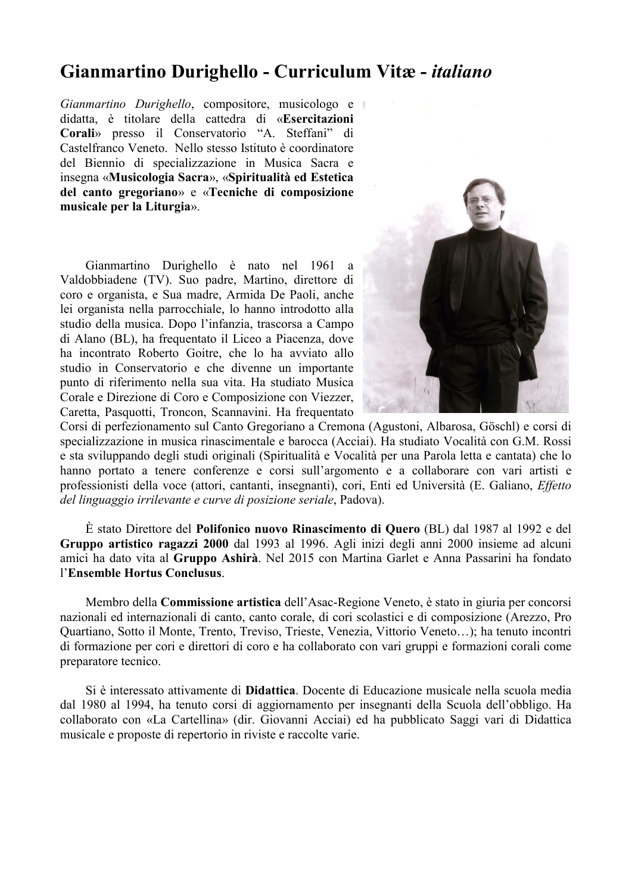# Gianmartino Durighello - Curriculum Vitæ - *italiano*

*Gianmartino Durighello*, compositore, musicologo e didatta, è titolare della cattedra di «**Esercitazioni Corali**» presso il Conservatorio "A. Steffani" di Castelfranco Veneto. Nello stesso Istituto è coordinatore del Biennio di specializzazione in Musica Sacra e insegna «**Musicologia Sacra**», «**Spiritualità ed Estetica del canto gregoriano**» e «**Tecniche di composizione musicale per la Liturgia**».

Gianmartino Durighello è nato nel 1961 a Valdobbiadene (TV). Suo padre, Martino, direttore di coro e organista, e Sua madre, Armida De Paoli, anche lei organista nella parrocchiale, lo hanno introdotto alla studio della musica. Dopo l'infanzia, trascorsa a Campo di Alano (BL), ha frequentato il Liceo a Piacenza, dove ha incontrato Roberto Goitre, che lo ha avviato allo studio in Conservatorio e che divenne un importante punto di riferimento nella sua vita. Ha studiato Musica Corale e Direzione di Coro e Composizione con Viezzer, Caretta, Pasquotti, Troncon, Scannavini. Ha frequentato Corsi di perfezionamento sul Canto Gregoriano a Cremona (Agustoni, Albarosa, Göschl) e corsi di specializzazione in musica rinascimentale e barocca (Acciai). Ha studiato Vocalità con G.M. Rossi e sta sviluppando degli studi originali (Spiritualità e Vocalità per una Parola letta e cantata) che lo hanno portato a tenere conferenze e corsi sull'argomento e a collaborare con vari artisti e professionisti della voce (attori, cantanti, insegnanti), cori, Enti ed Università (E. Galiano, *Effetto del linguaggio irrilevante e curve di posizione seriale*, Padova).

È stato Direttore del **Polifonico nuovo Rinascimento di Quero** (BL) dal 1987 al 1992 e del **Gruppo artistico ragazzi 2000** dal 1993 al 1996. Agli inizi degli anni 2000 insieme ad alcuni amici ha dato vita al **Gruppo Ashirà**. Nel 2015 con Martina Garlet e Anna Passarini ha fondato l'**Ensemble Hortus Conclusus**.

Membro della **Commissione artistica** dell'Asac-Regione Veneto, è stato in giuria per concorsi nazionali ed internazionali di canto, canto corale, di cori scolastici e di composizione (Arezzo, Pro Quartiano, Sotto il Monte, Trento, Treviso, Trieste, Venezia, Vittorio Veneto…); ha tenuto incontri di formazione per cori e direttori di coro e ha collaborato con vari gruppi e formazioni corali come preparatore tecnico.

Si è interessato attivamente di **Didattica**. Docente di Educazione musicale nella scuola media dal 1980 al 1994, ha tenuto corsi di aggiornamento per insegnanti della Scuola dell'obbligo. Ha collaborato con «La Cartellina» (dir. Giovanni Acciai) ed ha pubblicato Saggi vari di Didattica musicale e proposte di repertorio in riviste e raccolte varie.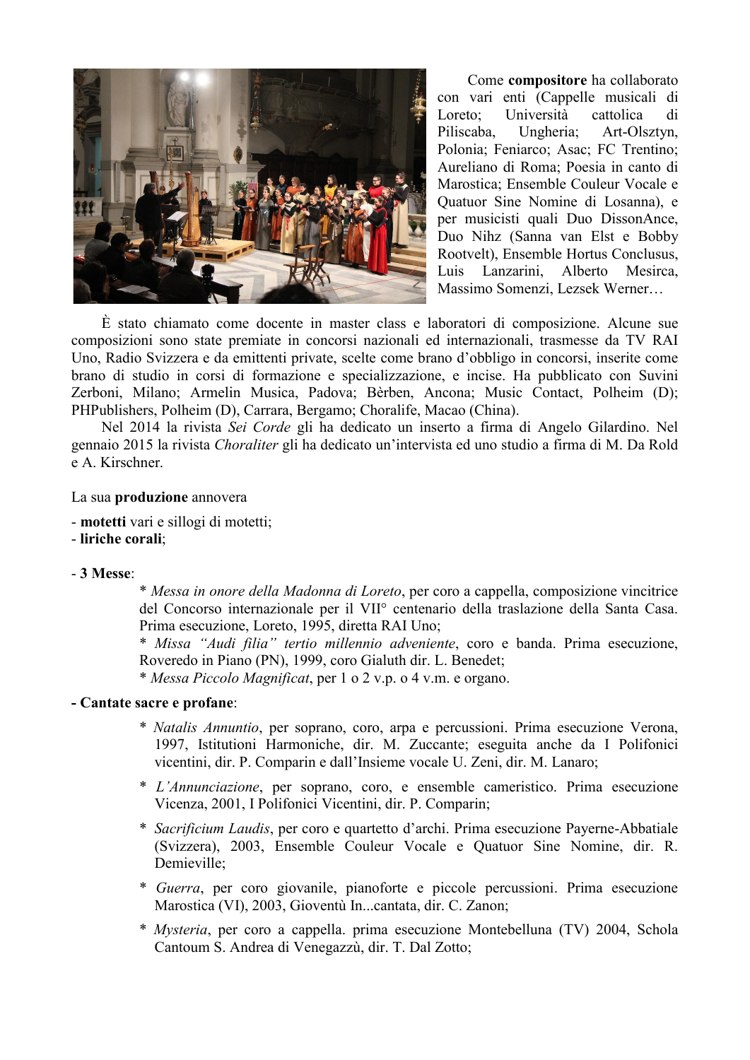Come **compositore** ha collaborato con vari enti (Cappelle musicali di Loreto; Università cattolica di Piliscaba, Ungheria; Art-Olsztyn, Polonia; Feniarco; Asac; FC Trentino; Aureliano di Roma; Poesia in canto di Marostica; Ensemble Couleur Vocale e Quatuor Sine Nomine di Losanna), e per musicisti quali Duo DissonAnce, Duo Nihz (Sanna van Elst e Bobby Rootvelt), Ensemble Hortus Conclusus, Luis Lanzarini, Alberto Mesirca, Massimo Somenzi, Lezsek Werner…

È stato chiamato come docente in master class e laboratori di composizione. Alcune sue composizioni sono state premiate in concorsi nazionali ed internazionali, trasmesse da TV RAI Uno, Radio Svizzera e da emittenti private, scelte come brano d'obbligo in concorsi, inserite come brano di studio in corsi di formazione e specializzazione, e incise. Ha pubblicato con Suvini Zerboni, Milano; Armelin Musica, Padova; Bèrben, Ancona; Music Contact, Polheim (D); PHPublishers, Polheim (D), Carrara, Bergamo; Choralife, Macao (China).

Nel 2014 la rivista *Sei Corde* gli ha dedicato un inserto a firma di Angelo Gilardino. Nel gennaio 2015 la rivista *Choraliter* gli ha dedicato un'intervista ed uno studio a firma di M. Da Rold e A. Kirschner.

La sua **produzione** annovera

- **motetti** vari e sillogi di motetti;
- **liriche corali**;

- **3 Messe**:

  * *Messa in onore della Madonna di Loreto*, per coro a cappella, composizione vincitrice del Concorso internazionale per il VII° centenario della traslazione della Santa Casa. Prima esecuzione, Loreto, 1995, diretta RAI Uno;
  * *Missa "Audi filia" tertio millennio adveniente*, coro e banda. Prima esecuzione, Roveredo in Piano (PN), 1999, coro Gialuth dir. L. Benedet;
  * *Messa Piccolo Magnificat*, per 1 o 2 v.p. o 4 v.m. e organo.

**- Cantate sacre e profane**:

  * *Natalis Annuntio*, per soprano, coro, arpa e percussioni. Prima esecuzione Verona, 1997, Istitutioni Harmoniche, dir. M. Zuccante; eseguita anche da I Polifonici vicentini, dir. P. Comparin e dall'Insieme vocale U. Zeni, dir. M. Lanaro;
  * *L'Annunciazione*, per soprano, coro, e ensemble cameristico. Prima esecuzione Vicenza, 2001, I Polifonici Vicentini, dir. P. Comparin;
  * *Sacrificium Laudis*, per coro e quartetto d'archi. Prima esecuzione Payerne-Abbatiale (Svizzera), 2003, Ensemble Couleur Vocale e Quatuor Sine Nomine, dir. R. Demieville;
  * *Guerra*, per coro giovanile, pianoforte e piccole percussioni. Prima esecuzione Marostica (VI), 2003, Gioventù In...cantata, dir. C. Zanon;
  * *Mysteria*, per coro a cappella. prima esecuzione Montebelluna (TV) 2004, Schola Cantoum S. Andrea di Venegazzù, dir. T. Dal Zotto;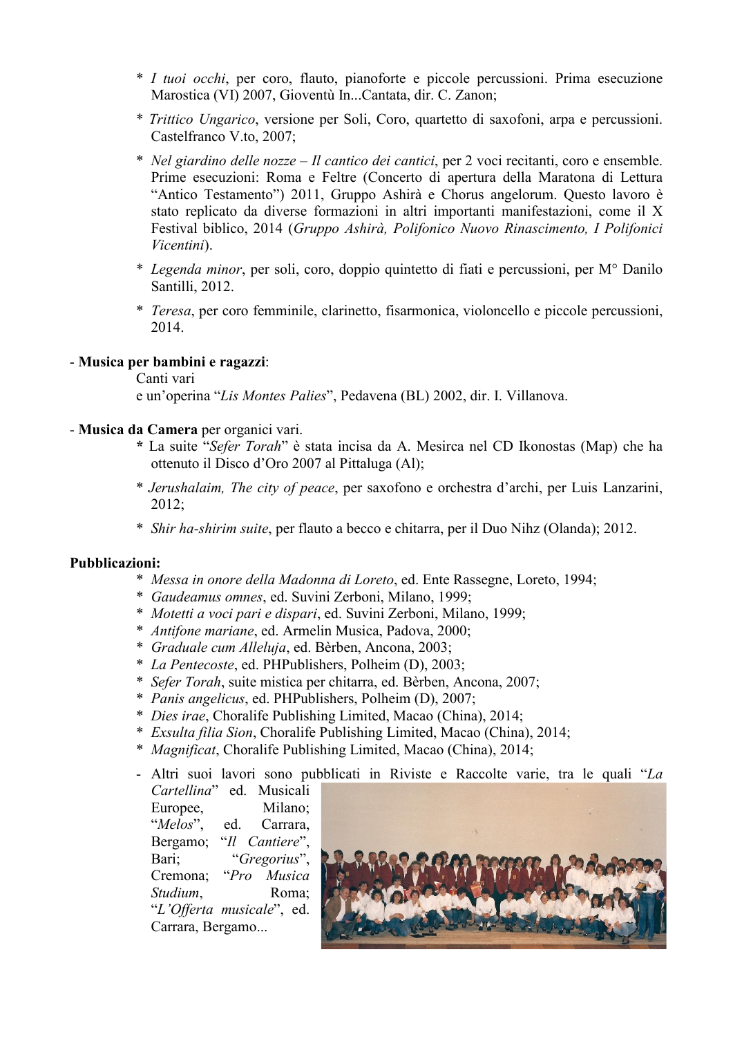* *I tuoi occhi*, per coro, flauto, pianoforte e piccole percussioni. Prima esecuzione Marostica (VI) 2007, Gioventù In...Cantata, dir. C. Zanon;

* *Trittico Ungarico*, versione per Soli, Coro, quartetto di saxofoni, arpa e percussioni. Castelfranco V.to, 2007;

* *Nel giardino delle nozze – Il cantico dei cantici*, per 2 voci recitanti, coro e ensemble. Prime esecuzioni: Roma e Feltre (Concerto di apertura della Maratona di Lettura "Antico Testamento") 2011, Gruppo Ashirà e Chorus angelorum. Questo lavoro è stato replicato da diverse formazioni in altri importanti manifestazioni, come il X Festival biblico, 2014 (*Gruppo Ashirà, Polifonico Nuovo Rinascimento, I Polifonici Vicentini*).

* *Legenda minor*, per soli, coro, doppio quintetto di fiati e percussioni, per M° Danilo Santilli, 2012.

* *Teresa*, per coro femminile, clarinetto, fisarmonica, violoncello e piccole percussioni, 2014.

- **Musica per bambini e ragazzi**:
  Canti vari
  e un'operina "*Lis Montes Palies*", Pedavena (BL) 2002, dir. I. Villanova.

- **Musica da Camera** per organici vari.
  * La suite "*Sefer Torah*" è stata incisa da A. Mesirca nel CD Ikonostas (Map) che ha ottenuto il Disco d'Oro 2007 al Pittaluga (Al);
  * *Jerushalaim, The city of peace*, per saxofono e orchestra d'archi, per Luis Lanzarini, 2012;
  * *Shir ha-shirim suite*, per flauto a becco e chitarra, per il Duo Nihz (Olanda); 2012.

**Pubblicazioni:**

* *Messa in onore della Madonna di Loreto*, ed. Ente Rassegne, Loreto, 1994;
* *Gaudeamus omnes*, ed. Suvini Zerboni, Milano, 1999;
* *Motetti a voci pari e dispari*, ed. Suvini Zerboni, Milano, 1999;
* *Antifone mariane*, ed. Armelin Musica, Padova, 2000;
* *Graduale cum Alleluja*, ed. Bèrben, Ancona, 2003;
* *La Pentecoste*, ed. PHPublishers, Polheim (D), 2003;
* *Sefer Torah*, suite mistica per chitarra, ed. Bèrben, Ancona, 2007;
* *Panis angelicus*, ed. PHPublishers, Polheim (D), 2007;
* *Dies irae*, Choralife Publishing Limited, Macao (China), 2014;
* *Exsulta filia Sion*, Choralife Publishing Limited, Macao (China), 2014;
* *Magnificat*, Choralife Publishing Limited, Macao (China), 2014;

- Altri suoi lavori sono pubblicati in Riviste e Raccolte varie, tra le quali "*La Cartellina*" ed. Musicali Europee, Milano; "*Melos*", ed. Carrara, Bergamo; "*Il Cantiere*", Bari; "*Gregorius*", Cremona; "*Pro Musica Studium*, Roma; "*L'Offerta musicale*", ed. Carrara, Bergamo...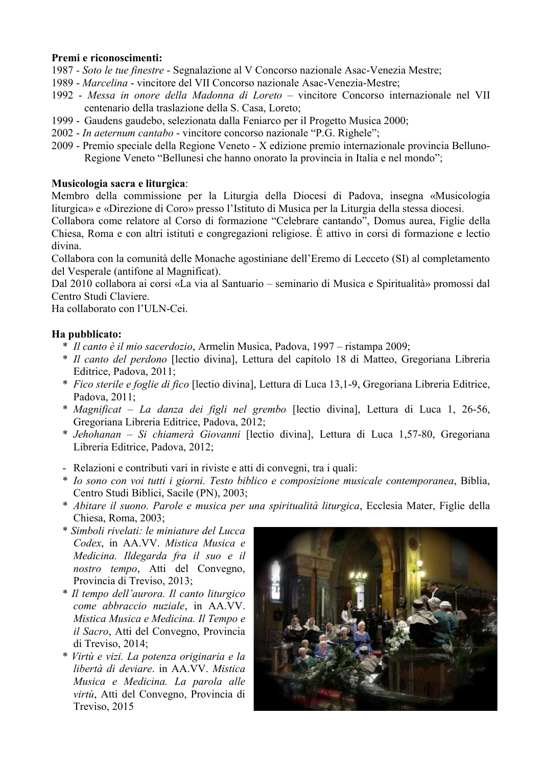**Premi e riconoscimenti:**

1987 - *Soto le tue finestre* - Segnalazione al V Concorso nazionale Asac-Venezia Mestre;
1989 - *Marcelina* - vincitore del VII Concorso nazionale Asac-Venezia-Mestre;
1992 - *Messa in onore della Madonna di Loreto* – vincitore Concorso internazionale nel VII centenario della traslazione della S. Casa, Loreto;
1999 - Gaudens gaudebo, selezionata dalla Feniarco per il Progetto Musica 2000;
2002 - *In aeternum cantabo* - vincitore concorso nazionale "P.G. Righele";
2009 - Premio speciale della Regione Veneto - X edizione premio internazionale provincia Belluno-Regione Veneto "Bellunesi che hanno onorato la provincia in Italia e nel mondo";

**Musicologia sacra e liturgica**:

Membro della commissione per la Liturgia della Diocesi di Padova, insegna «Musicologia liturgica» e «Direzione di Coro» presso l'Istituto di Musica per la Liturgia della stessa diocesi.
Collabora come relatore al Corso di formazione "Celebrare cantando", Domus aurea, Figlie della Chiesa, Roma e con altri istituti e congregazioni religiose. È attivo in corsi di formazione e lectio divina.
Collabora con la comunità delle Monache agostiniane dell'Eremo di Lecceto (SI) al completamento del Vesperale (antifone al Magnificat).
Dal 2010 collabora ai corsi «La via al Santuario – seminario di Musica e Spiritualità» promossi dal Centro Studi Claviere.
Ha collaborato con l'ULN-Cei.

**Ha pubblicato:**

* *Il canto è il mio sacerdozio*, Armelin Musica, Padova, 1997 – ristampa 2009;
* *Il canto del perdono* [lectio divina], Lettura del capitolo 18 di Matteo, Gregoriana Libreria Editrice, Padova, 2011;
* *Fico sterile e foglie di fico* [lectio divina], Lettura di Luca 13,1-9, Gregoriana Libreria Editrice, Padova, 2011;
* *Magnificat – La danza dei figli nel grembo* [lectio divina], Lettura di Luca 1, 26-56, Gregoriana Libreria Editrice, Padova, 2012;
* *Jehohanan – Si chiamerà Giovanni* [lectio divina], Lettura di Luca 1,57-80, Gregoriana Libreria Editrice, Padova, 2012;

- Relazioni e contributi vari in riviste e atti di convegni, tra i quali:
* *Io sono con voi tutti i giorni. Testo biblico e composizione musicale contemporanea*, Biblìa, Centro Studi Biblici, Sacile (PN), 2003;
* *Abitare il suono. Parole e musica per una spiritualità liturgica*, Ecclesia Mater, Figlie della Chiesa, Roma, 2003;
* *Simboli rivelati: le miniature del Lucca Codex*, in AA.VV. *Mistica Musica e Medicina. Ildegarda fra il suo e il nostro tempo*, Atti del Convegno, Provincia di Treviso, 2013;
* *Il tempo dell'aurora. Il canto liturgico come abbraccio nuziale*, in AA.VV. *Mistica Musica e Medicina. Il Tempo e il Sacro*, Atti del Convegno, Provincia di Treviso, 2014;
* *Virtù e vizi. La potenza originaria e la libertà di deviare*. in AA.VV. *Mistica Musica e Medicina. La parola alle virtù*, Atti del Convegno, Provincia di Treviso, 2015